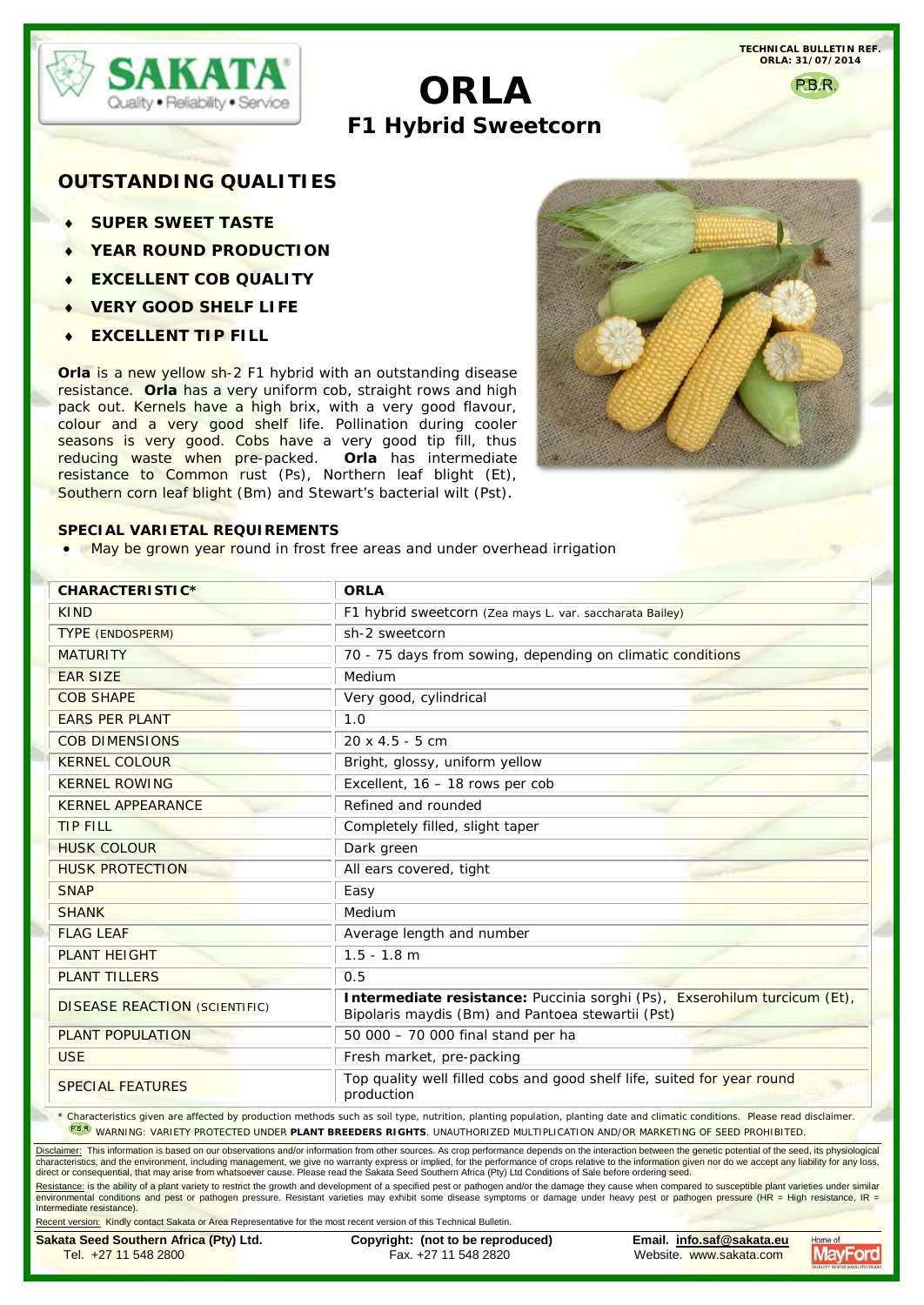TECHNICAL BULLETIN REF. ORLA: 31/07/2014

P.B.R.

# ORLA

## F1 Hybrid Sweetcorn

## OUTSTANDING QUALITIES

- ♦ **SUPER SWEET TASTE**
- ♦ **YEAR ROUND PRODUCTION**
- ♦ **EXCELLENT COB QUALITY**
- ♦ **VERY GOOD SHELF LIFE**
- ♦ **EXCELLENT TIP FILL**

**Orla** is a new yellow sh-2 F1 hybrid with an outstanding disease resistance. **Orla** has a very uniform cob, straight rows and high pack out. Kernels have a high brix, with a very good flavour, colour and a very good shelf life. Pollination during cooler seasons is very good. Cobs have a very good tip fill, thus reducing waste when pre-packed. **Orla** has intermediate resistance to Common rust (Ps), Northern leaf blight (Et), Southern corn leaf blight (Bm) and Stewart's bacterial wilt (Pst).

### SPECIAL VARIETAL REQUIREMENTS

- May be grown year round in frost free areas and under overhead irrigation

| CHARACTERISTIC* | ORLA |
|---|---|
| KIND | F1 hybrid sweetcorn (Zea mays L. var. saccharata Bailey) |
| TYPE (ENDOSPERM) | sh-2 sweetcorn |
| MATURITY | 70 - 75 days from sowing, depending on climatic conditions |
| EAR SIZE | Medium |
| COB SHAPE | Very good, cylindrical |
| EARS PER PLANT | 1.0 |
| COB DIMENSIONS | 20 x 4.5 - 5 cm |
| KERNEL COLOUR | Bright, glossy, uniform yellow |
| KERNEL ROWING | Excellent, 16 – 18 rows per cob |
| KERNEL APPEARANCE | Refined and rounded |
| TIP FILL | Completely filled, slight taper |
| HUSK COLOUR | Dark green |
| HUSK PROTECTION | All ears covered, tight |
| SNAP | Easy |
| SHANK | Medium |
| FLAG LEAF | Average length and number |
| PLANT HEIGHT | 1.5 - 1.8 m |
| PLANT TILLERS | 0.5 |
| DISEASE REACTION (SCIENTIFIC) | **Intermediate resistance:** Puccinia sorghi (Ps), Exserohilum turcicum (Et), Bipolaris maydis (Bm) and Pantoea stewartii (Pst) |
| PLANT POPULATION | 50 000 – 70 000 final stand per ha |
| USE | Fresh market, pre-packing |
| SPECIAL FEATURES | Top quality well filled cobs and good shelf life, suited for year round production |

\* Characteristics given are affected by production methods such as soil type, nutrition, planting population, planting date and climatic conditions. Please read disclaimer.

P.B.R. WARNING: VARIETY PROTECTED UNDER **PLANT BREEDERS RIGHTS**. UNAUTHORIZED MULTIPLICATION AND/OR MARKETING OF SEED PROHIBITED.

Disclaimer: This information is based on our observations and/or information from other sources. As crop performance depends on the interaction between the genetic potential of the seed, its physiological characteristics, and the environment, including management, we give no warranty express or implied, for the performance of crops relative to the information given nor do we accept any liability for any loss, direct or consequential, that may arise from whatsoever cause. Please read the Sakata Seed Southern Africa (Pty) Ltd Conditions of Sale before ordering seed.

Resistance: is the ability of a plant variety to restrict the growth and development of a specified pest or pathogen and/or the damage they cause when compared to susceptible plant varieties under similar environmental conditions and pest or pathogen pressure. Resistant varieties may exhibit some disease symptoms or damage under heavy pest or pathogen pressure (HR = High resistance, IR = Intermediate resistance).

Recent version: Kindly contact Sakata or Area Representative for the most recent version of this Technical Bulletin.

**Sakata Seed Southern Africa (Pty) Ltd.** Tel. +27 11 548 2800 | **Copyright: (not to be reproduced)** Fax. +27 11 548 2820 | **Email. info.saf@sakata.eu** Website. www.sakata.com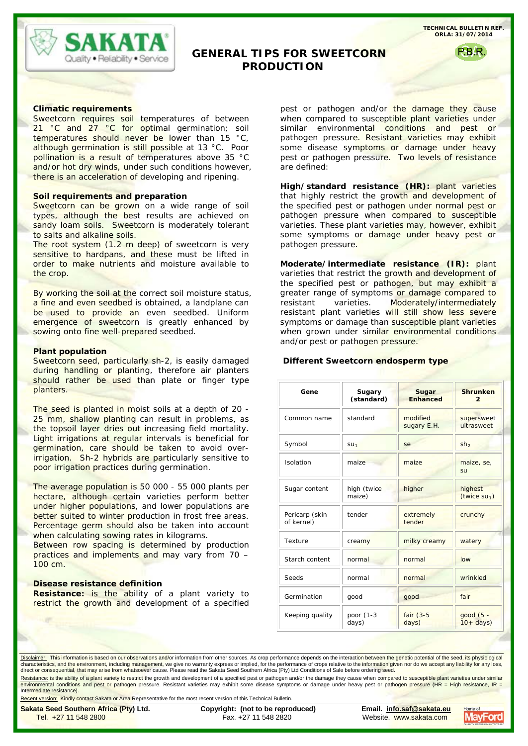TECHNICAL BULLETIN REF.
ORLA: 31/07/2014

# GENERAL TIPS FOR SWEETCORN PRODUCTION

P.B.R.

### Climatic requirements

Sweetcorn requires soil temperatures of between 21 °C and 27 °C for optimal germination; soil temperatures should never be lower than 15 °C, although germination is still possible at 13 °C. Poor pollination is a result of temperatures above 35 °C and/or hot dry winds, under such conditions however, there is an acceleration of developing and ripening.

### Soil requirements and preparation

Sweetcorn can be grown on a wide range of soil types, although the best results are achieved on sandy loam soils. Sweetcorn is moderately tolerant to salts and alkaline soils.

The root system (1.2 m deep) of sweetcorn is very sensitive to hardpans, and these must be lifted in order to make nutrients and moisture available to the crop.

By working the soil at the correct soil moisture status, a fine and even seedbed is obtained, a landplane can be used to provide an even seedbed. Uniform emergence of sweetcorn is greatly enhanced by sowing onto fine well-prepared seedbed.

### Plant population

Sweetcorn seed, particularly sh-2, is easily damaged during handling or planting, therefore air planters should rather be used than plate or finger type planters.

The seed is planted in moist soils at a depth of 20 - 25 mm, shallow planting can result in problems, as the topsoil layer dries out increasing field mortality. Light irrigations at regular intervals is beneficial for germination, care should be taken to avoid over-irrigation. Sh-2 hybrids are particularly sensitive to poor irrigation practices during germination.

The average population is 50 000 - 55 000 plants per hectare, although certain varieties perform better under higher populations, and lower populations are better suited to winter production in frost free areas. Percentage germ should also be taken into account when calculating sowing rates in kilograms.
Between row spacing is determined by production practices and implements and may vary from 70 – 100 cm.

### Disease resistance definition

**Resistance:** is the ability of a plant variety to restrict the growth and development of a specified pest or pathogen and/or the damage they cause when compared to susceptible plant varieties under similar environmental conditions and pest or pathogen pressure. Resistant varieties may exhibit some disease symptoms or damage under heavy pest or pathogen pressure. Two levels of resistance are defined:

**High/standard resistance (HR):** plant varieties that highly restrict the growth and development of the specified pest or pathogen under normal pest or pathogen pressure when compared to susceptible varieties. These plant varieties may, however, exhibit some symptoms or damage under heavy pest or pathogen pressure.

**Moderate/intermediate resistance (IR):** plant varieties that restrict the growth and development of the specified pest or pathogen, but may exhibit a greater range of symptoms or damage compared to resistant varieties. Moderately/intermediately resistant plant varieties will still show less severe symptoms or damage than susceptible plant varieties when grown under similar environmental conditions and/or pest or pathogen pressure.

### Different Sweetcorn endosperm type

| Gene | Sugary (standard) | Sugar Enhanced | Shrunken 2 |
|---|---|---|---|
| Common name | standard | modified sugary E.H. | supersweet ultrasweet |
| Symbol | $su_1$ | se | $sh_2$ |
| Isolation | maize | maize | maize, se, su |
| Sugar content | high (twice maize) | higher | highest (twice $su_1$) |
| Pericarp (skin of kernel) | tender | extremely tender | crunchy |
| Texture | creamy | milky creamy | watery |
| Starch content | normal | normal | low |
| Seeds | normal | normal | wrinkled |
| Germination | good | good | fair |
| Keeping quality | poor (1-3 days) | fair (3-5 days) | good (5 - 10+ days) |

Disclaimer: This information is based on our observations and/or information from other sources. As crop performance depends on the interaction between the genetic potential of the seed, its physiological characteristics, and the environment, including management, we give no warranty express or implied, for the performance of crops relative to the information given nor do we accept any liability for any loss, direct or consequential, that may arise from whatsoever cause. Please read the Sakata Seed Southern Africa (Pty) Ltd Conditions of Sale before ordering seed.

Resistance: is the ability of a plant variety to restrict the growth and development of a specified pest or pathogen and/or the damage they cause when compared to susceptible plant varieties under similar environmental conditions and pest or pathogen pressure. Resistant varieties may exhibit some disease symptoms or damage under heavy pest or pathogen pressure (HR = High resistance, IR = Intermediate resistance).

Recent version: Kindly contact Sakata or Area Representative for the most recent version of this Technical Bulletin.

**Sakata Seed Southern Africa (Pty) Ltd.** Tel. +27 11 548 2800
**Copyright: (not to be reproduced)** Fax. +27 11 548 2820
**Email. info.saf@sakata.eu** Website. www.sakata.com